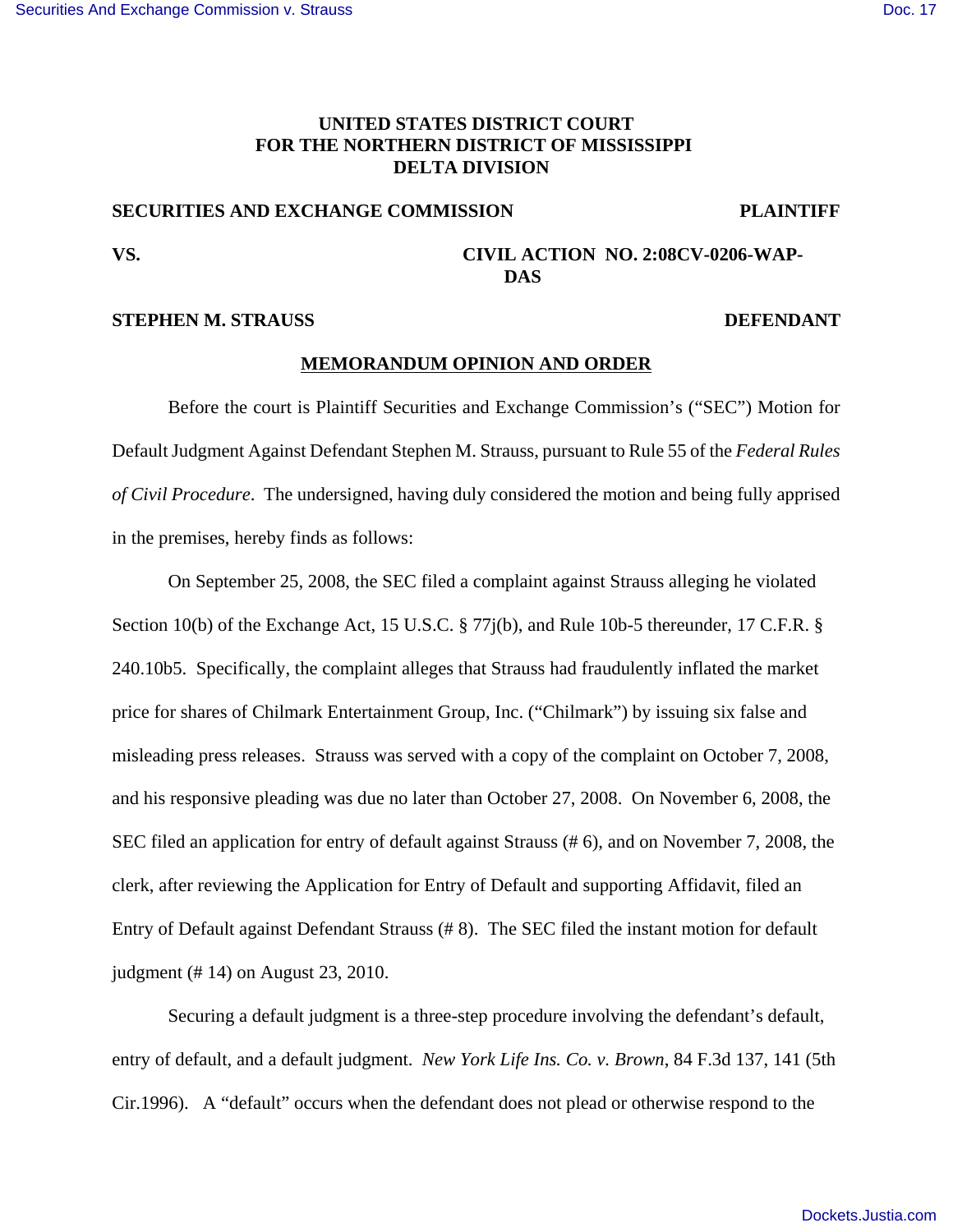**UNITED STATES DISTRICT COURT**
**FOR THE NORTHERN DISTRICT OF MISSISSIPPI**
**DELTA DIVISION**

**SECURITIES AND EXCHANGE COMMISSION** **PLAINTIFF**

**VS.** **CIVIL ACTION NO. 2:08CV-0206-WAP-DAS**

**STEPHEN M. STRAUSS** **DEFENDANT**

**MEMORANDUM OPINION AND ORDER**

Before the court is Plaintiff Securities and Exchange Commission's ("SEC") Motion for Default Judgment Against Defendant Stephen M. Strauss, pursuant to Rule 55 of the *Federal Rules of Civil Procedure*. The undersigned, having duly considered the motion and being fully apprised in the premises, hereby finds as follows:

On September 25, 2008, the SEC filed a complaint against Strauss alleging he violated Section 10(b) of the Exchange Act, 15 U.S.C. § 77j(b), and Rule 10b-5 thereunder, 17 C.F.R. § 240.10b5. Specifically, the complaint alleges that Strauss had fraudulently inflated the market price for shares of Chilmark Entertainment Group, Inc. ("Chilmark") by issuing six false and misleading press releases. Strauss was served with a copy of the complaint on October 7, 2008, and his responsive pleading was due no later than October 27, 2008. On November 6, 2008, the SEC filed an application for entry of default against Strauss (# 6), and on November 7, 2008, the clerk, after reviewing the Application for Entry of Default and supporting Affidavit, filed an Entry of Default against Defendant Strauss (# 8). The SEC filed the instant motion for default judgment (# 14) on August 23, 2010.

Securing a default judgment is a three-step procedure involving the defendant's default, entry of default, and a default judgment. *New York Life Ins. Co. v. Brown*, 84 F.3d 137, 141 (5th Cir.1996). A "default" occurs when the defendant does not plead or otherwise respond to the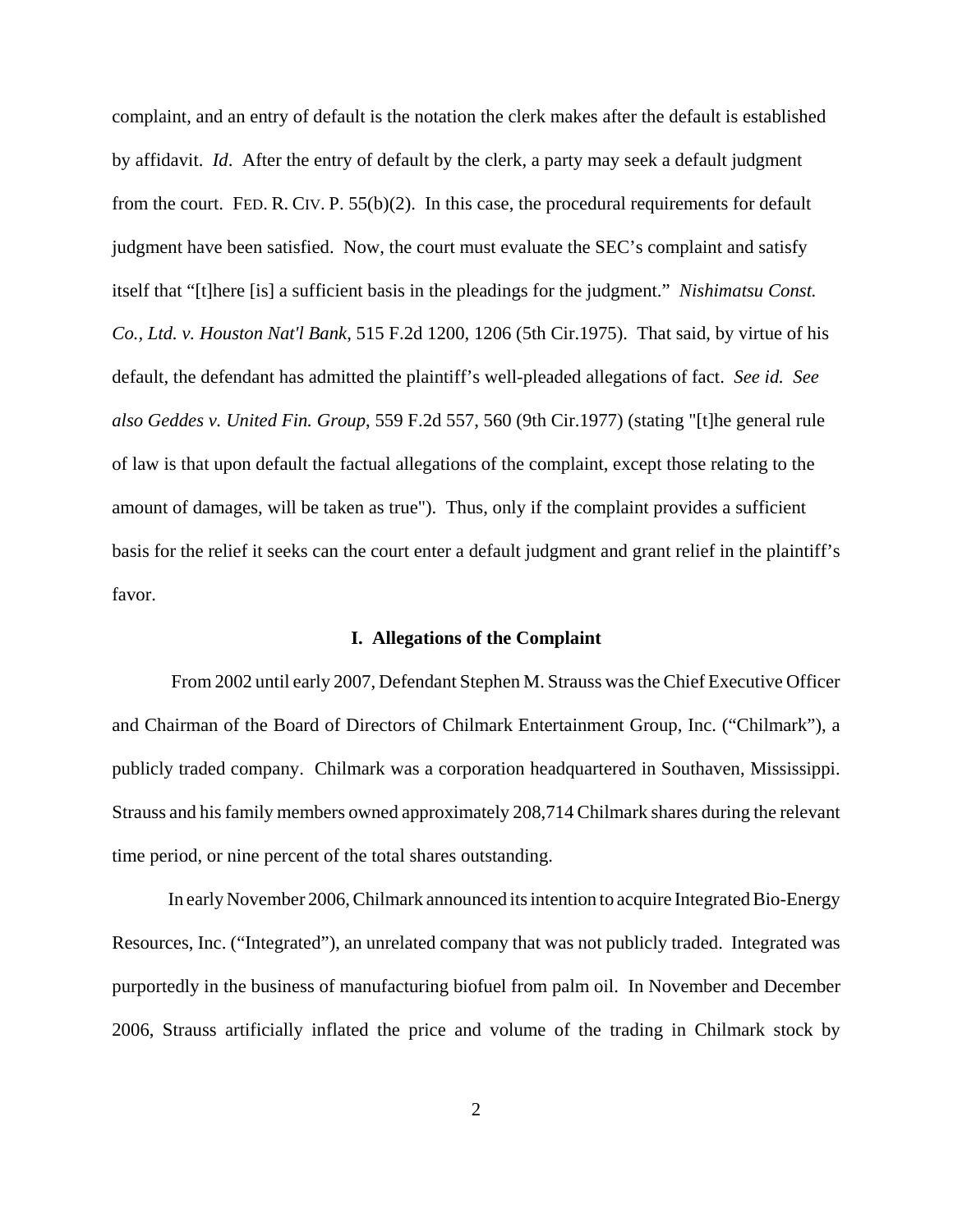complaint, and an entry of default is the notation the clerk makes after the default is established by affidavit. *Id*. After the entry of default by the clerk, a party may seek a default judgment from the court. FED. R. CIV. P. 55(b)(2). In this case, the procedural requirements for default judgment have been satisfied. Now, the court must evaluate the SEC's complaint and satisfy itself that "[t]here [is] a sufficient basis in the pleadings for the judgment." *Nishimatsu Const. Co., Ltd. v. Houston Nat'l Bank*, 515 F.2d 1200, 1206 (5th Cir.1975). That said, by virtue of his default, the defendant has admitted the plaintiff's well-pleaded allegations of fact. *See id. See also Geddes v. United Fin. Group*, 559 F.2d 557, 560 (9th Cir.1977) (stating "[t]he general rule of law is that upon default the factual allegations of the complaint, except those relating to the amount of damages, will be taken as true"). Thus, only if the complaint provides a sufficient basis for the relief it seeks can the court enter a default judgment and grant relief in the plaintiff's favor.

## I. Allegations of the Complaint

From 2002 until early 2007, Defendant Stephen M. Strauss was the Chief Executive Officer and Chairman of the Board of Directors of Chilmark Entertainment Group, Inc. ("Chilmark"), a publicly traded company. Chilmark was a corporation headquartered in Southaven, Mississippi. Strauss and his family members owned approximately 208,714 Chilmark shares during the relevant time period, or nine percent of the total shares outstanding.

In early November 2006, Chilmark announced its intention to acquire Integrated Bio-Energy Resources, Inc. ("Integrated"), an unrelated company that was not publicly traded. Integrated was purportedly in the business of manufacturing biofuel from palm oil. In November and December 2006, Strauss artificially inflated the price and volume of the trading in Chilmark stock by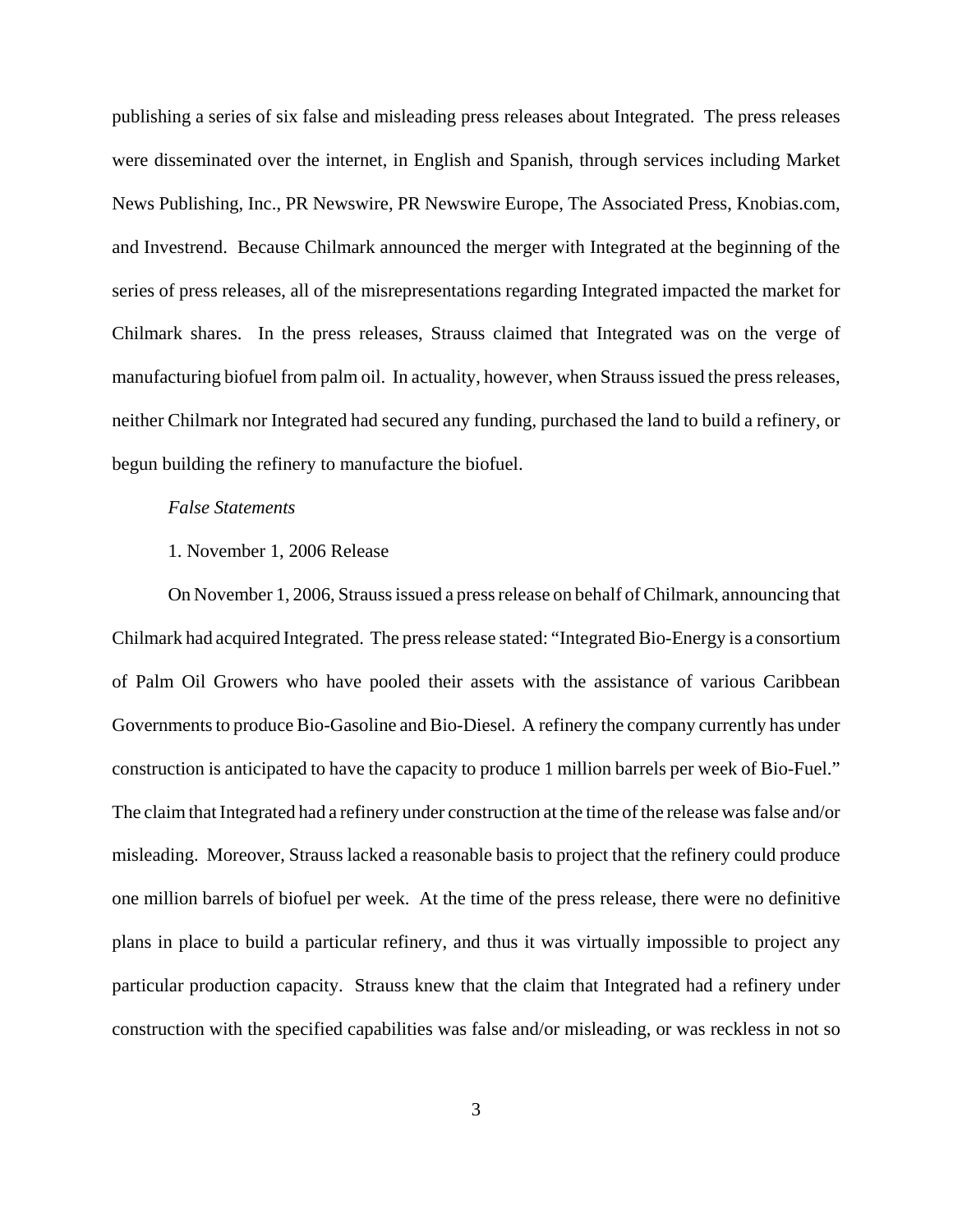publishing a series of six false and misleading press releases about Integrated. The press releases were disseminated over the internet, in English and Spanish, through services including Market News Publishing, Inc., PR Newswire, PR Newswire Europe, The Associated Press, Knobias.com, and Investrend. Because Chilmark announced the merger with Integrated at the beginning of the series of press releases, all of the misrepresentations regarding Integrated impacted the market for Chilmark shares. In the press releases, Strauss claimed that Integrated was on the verge of manufacturing biofuel from palm oil. In actuality, however, when Strauss issued the press releases, neither Chilmark nor Integrated had secured any funding, purchased the land to build a refinery, or begun building the refinery to manufacture the biofuel.

*False Statements*

1. November 1, 2006 Release

On November 1, 2006, Strauss issued a press release on behalf of Chilmark, announcing that Chilmark had acquired Integrated. The press release stated: "Integrated Bio-Energy is a consortium of Palm Oil Growers who have pooled their assets with the assistance of various Caribbean Governments to produce Bio-Gasoline and Bio-Diesel. A refinery the company currently has under construction is anticipated to have the capacity to produce 1 million barrels per week of Bio-Fuel." The claim that Integrated had a refinery under construction at the time of the release was false and/or misleading. Moreover, Strauss lacked a reasonable basis to project that the refinery could produce one million barrels of biofuel per week. At the time of the press release, there were no definitive plans in place to build a particular refinery, and thus it was virtually impossible to project any particular production capacity. Strauss knew that the claim that Integrated had a refinery under construction with the specified capabilities was false and/or misleading, or was reckless in not so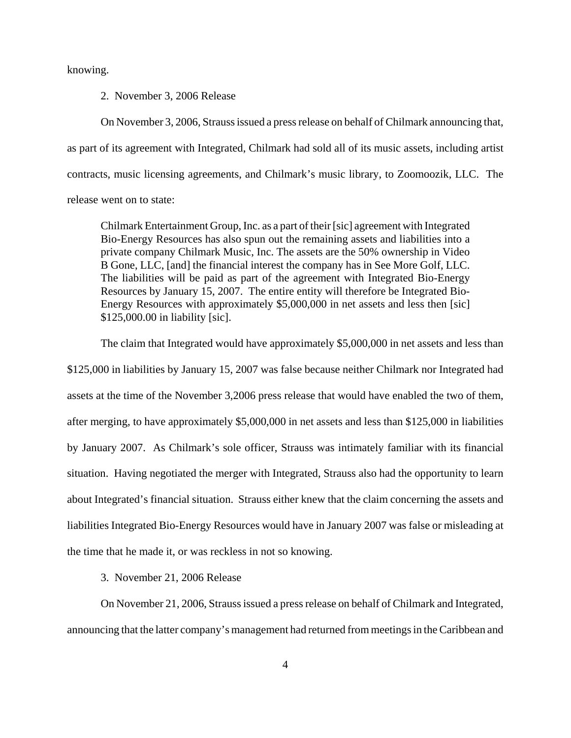knowing.

2. November 3, 2006 Release

On November 3, 2006, Strauss issued a press release on behalf of Chilmark announcing that, as part of its agreement with Integrated, Chilmark had sold all of its music assets, including artist contracts, music licensing agreements, and Chilmark's music library, to Zoomoozik, LLC. The release went on to state:

> Chilmark Entertainment Group, Inc. as a part of their [sic] agreement with Integrated Bio-Energy Resources has also spun out the remaining assets and liabilities into a private company Chilmark Music, Inc. The assets are the 50% ownership in Video B Gone, LLC, [and] the financial interest the company has in See More Golf, LLC. The liabilities will be paid as part of the agreement with Integrated Bio-Energy Resources by January 15, 2007. The entire entity will therefore be Integrated Bio-Energy Resources with approximately $5,000,000 in net assets and less then [sic] $125,000.00 in liability [sic].

The claim that Integrated would have approximately $5,000,000 in net assets and less than $125,000 in liabilities by January 15, 2007 was false because neither Chilmark nor Integrated had assets at the time of the November 3,2006 press release that would have enabled the two of them, after merging, to have approximately $5,000,000 in net assets and less than $125,000 in liabilities by January 2007. As Chilmark's sole officer, Strauss was intimately familiar with its financial situation. Having negotiated the merger with Integrated, Strauss also had the opportunity to learn about Integrated's financial situation. Strauss either knew that the claim concerning the assets and liabilities Integrated Bio-Energy Resources would have in January 2007 was false or misleading at the time that he made it, or was reckless in not so knowing.

3. November 21, 2006 Release

On November 21, 2006, Strauss issued a press release on behalf of Chilmark and Integrated, announcing that the latter company's management had returned from meetings in the Caribbean and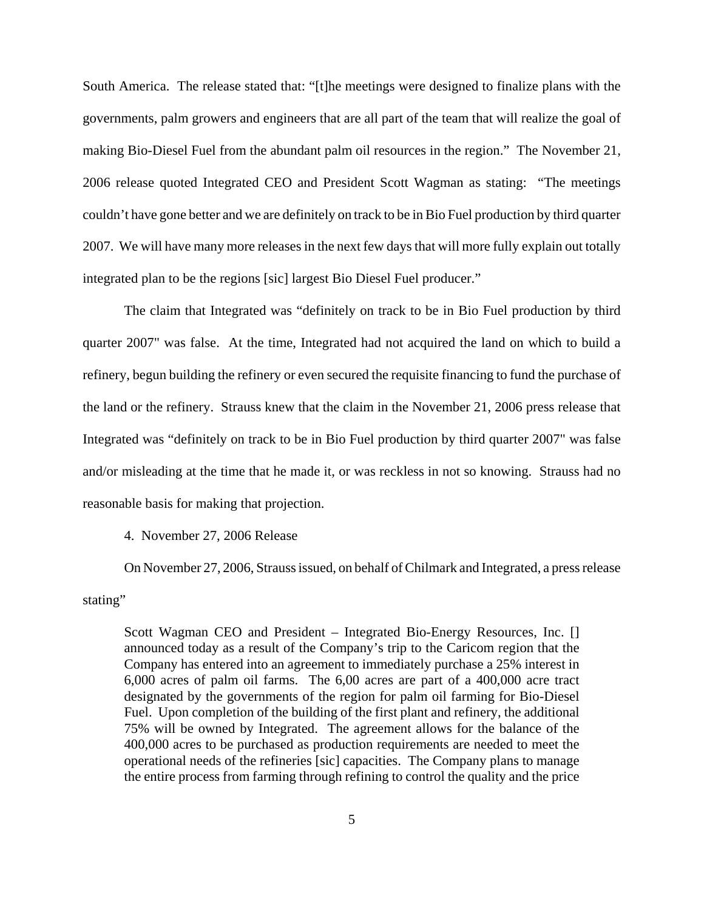South America. The release stated that: "[t]he meetings were designed to finalize plans with the governments, palm growers and engineers that are all part of the team that will realize the goal of making Bio-Diesel Fuel from the abundant palm oil resources in the region." The November 21, 2006 release quoted Integrated CEO and President Scott Wagman as stating: "The meetings couldn't have gone better and we are definitely on track to be in Bio Fuel production by third quarter 2007. We will have many more releases in the next few days that will more fully explain out totally integrated plan to be the regions [sic] largest Bio Diesel Fuel producer."

The claim that Integrated was "definitely on track to be in Bio Fuel production by third quarter 2007" was false. At the time, Integrated had not acquired the land on which to build a refinery, begun building the refinery or even secured the requisite financing to fund the purchase of the land or the refinery. Strauss knew that the claim in the November 21, 2006 press release that Integrated was "definitely on track to be in Bio Fuel production by third quarter 2007" was false and/or misleading at the time that he made it, or was reckless in not so knowing. Strauss had no reasonable basis for making that projection.

4. November 27, 2006 Release

On November 27, 2006, Strauss issued, on behalf of Chilmark and Integrated, a press release stating"

> Scott Wagman CEO and President – Integrated Bio-Energy Resources, Inc. [] announced today as a result of the Company's trip to the Caricom region that the Company has entered into an agreement to immediately purchase a 25% interest in 6,000 acres of palm oil farms. The 6,00 acres are part of a 400,000 acre tract designated by the governments of the region for palm oil farming for Bio-Diesel Fuel. Upon completion of the building of the first plant and refinery, the additional 75% will be owned by Integrated. The agreement allows for the balance of the 400,000 acres to be purchased as production requirements are needed to meet the operational needs of the refineries [sic] capacities. The Company plans to manage the entire process from farming through refining to control the quality and the price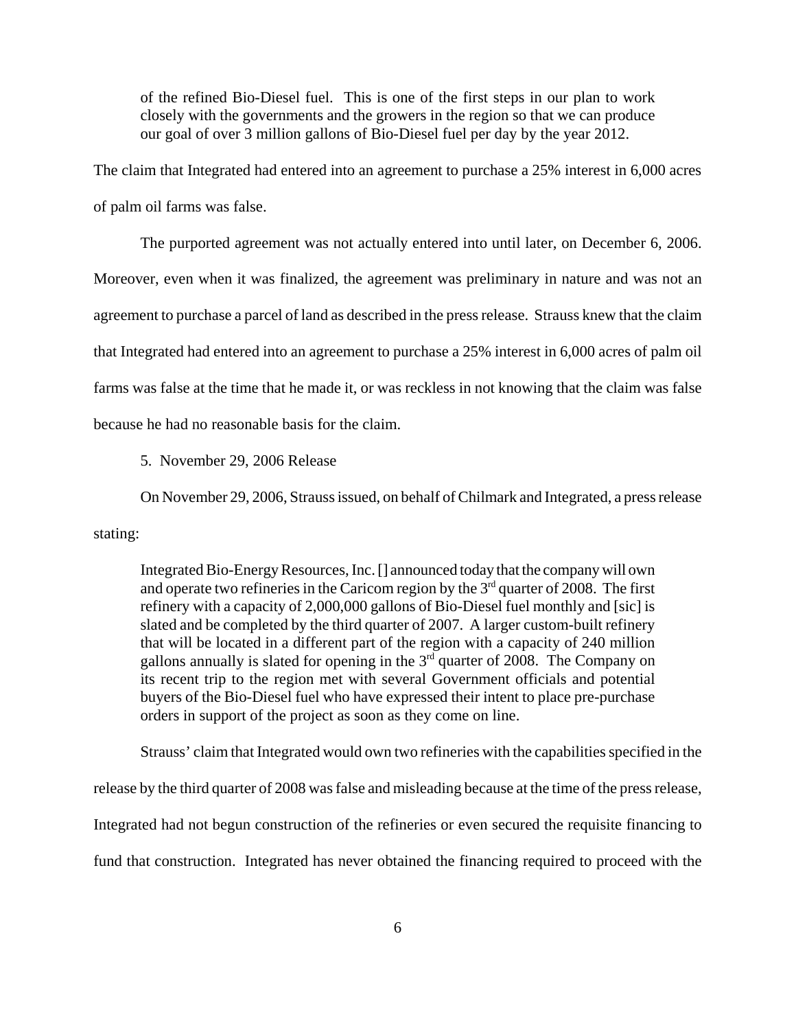> of the refined Bio-Diesel fuel. This is one of the first steps in our plan to work closely with the governments and the growers in the region so that we can produce our goal of over 3 million gallons of Bio-Diesel fuel per day by the year 2012.

The claim that Integrated had entered into an agreement to purchase a 25% interest in 6,000 acres of palm oil farms was false.

The purported agreement was not actually entered into until later, on December 6, 2006. Moreover, even when it was finalized, the agreement was preliminary in nature and was not an agreement to purchase a parcel of land as described in the press release. Strauss knew that the claim that Integrated had entered into an agreement to purchase a 25% interest in 6,000 acres of palm oil farms was false at the time that he made it, or was reckless in not knowing that the claim was false because he had no reasonable basis for the claim.

5. November 29, 2006 Release

On November 29, 2006, Strauss issued, on behalf of Chilmark and Integrated, a press release stating:

> Integrated Bio-Energy Resources, Inc. [] announced today that the company will own and operate two refineries in the Caricom region by the 3rd quarter of 2008. The first refinery with a capacity of 2,000,000 gallons of Bio-Diesel fuel monthly and [sic] is slated and be completed by the third quarter of 2007. A larger custom-built refinery that will be located in a different part of the region with a capacity of 240 million gallons annually is slated for opening in the 3rd quarter of 2008. The Company on its recent trip to the region met with several Government officials and potential buyers of the Bio-Diesel fuel who have expressed their intent to place pre-purchase orders in support of the project as soon as they come on line.

Strauss' claim that Integrated would own two refineries with the capabilities specified in the release by the third quarter of 2008 was false and misleading because at the time of the press release, Integrated had not begun construction of the refineries or even secured the requisite financing to fund that construction. Integrated has never obtained the financing required to proceed with the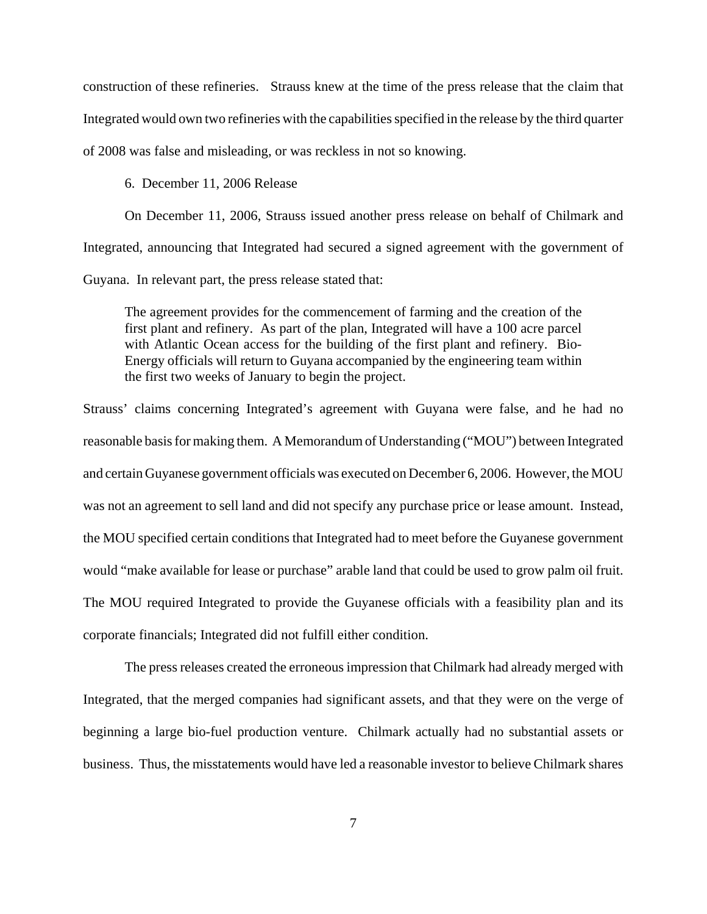construction of these refineries. Strauss knew at the time of the press release that the claim that Integrated would own two refineries with the capabilities specified in the release by the third quarter of 2008 was false and misleading, or was reckless in not so knowing.

6. December 11, 2006 Release

On December 11, 2006, Strauss issued another press release on behalf of Chilmark and Integrated, announcing that Integrated had secured a signed agreement with the government of Guyana. In relevant part, the press release stated that:

> The agreement provides for the commencement of farming and the creation of the first plant and refinery. As part of the plan, Integrated will have a 100 acre parcel with Atlantic Ocean access for the building of the first plant and refinery. Bio-Energy officials will return to Guyana accompanied by the engineering team within the first two weeks of January to begin the project.

Strauss' claims concerning Integrated's agreement with Guyana were false, and he had no reasonable basis for making them. A Memorandum of Understanding ("MOU") between Integrated and certain Guyanese government officials was executed on December 6, 2006. However, the MOU was not an agreement to sell land and did not specify any purchase price or lease amount. Instead, the MOU specified certain conditions that Integrated had to meet before the Guyanese government would "make available for lease or purchase" arable land that could be used to grow palm oil fruit. The MOU required Integrated to provide the Guyanese officials with a feasibility plan and its corporate financials; Integrated did not fulfill either condition.

The press releases created the erroneous impression that Chilmark had already merged with Integrated, that the merged companies had significant assets, and that they were on the verge of beginning a large bio-fuel production venture. Chilmark actually had no substantial assets or business. Thus, the misstatements would have led a reasonable investor to believe Chilmark shares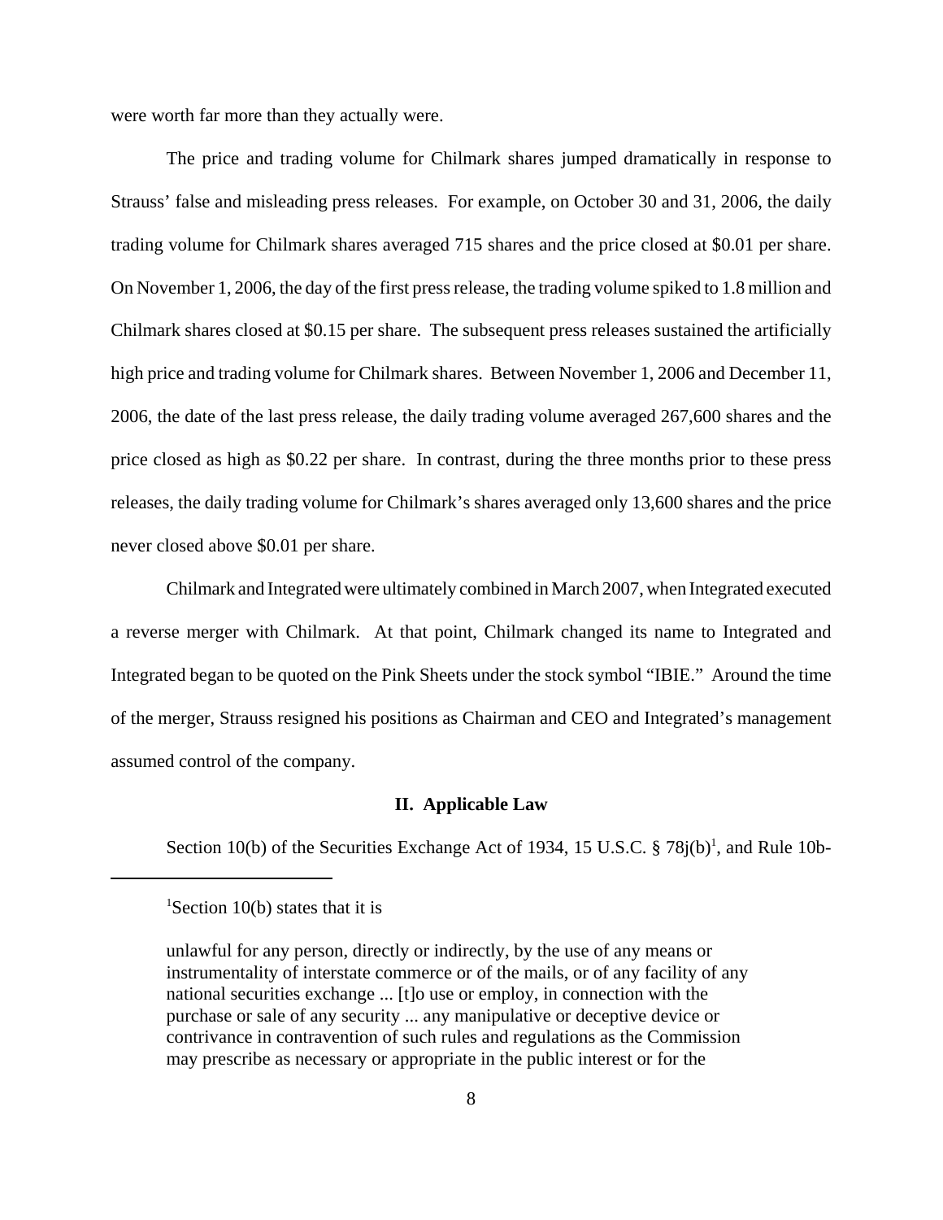were worth far more than they actually were.

The price and trading volume for Chilmark shares jumped dramatically in response to Strauss' false and misleading press releases. For example, on October 30 and 31, 2006, the daily trading volume for Chilmark shares averaged 715 shares and the price closed at $0.01 per share. On November 1, 2006, the day of the first press release, the trading volume spiked to 1.8 million and Chilmark shares closed at $0.15 per share. The subsequent press releases sustained the artificially high price and trading volume for Chilmark shares. Between November 1, 2006 and December 11, 2006, the date of the last press release, the daily trading volume averaged 267,600 shares and the price closed as high as $0.22 per share. In contrast, during the three months prior to these press releases, the daily trading volume for Chilmark's shares averaged only 13,600 shares and the price never closed above $0.01 per share.

Chilmark and Integrated were ultimately combined in March 2007, when Integrated executed a reverse merger with Chilmark. At that point, Chilmark changed its name to Integrated and Integrated began to be quoted on the Pink Sheets under the stock symbol "IBIE." Around the time of the merger, Strauss resigned his positions as Chairman and CEO and Integrated's management assumed control of the company.

## II. Applicable Law

Section 10(b) of the Securities Exchange Act of 1934, 15 U.S.C. § 78j(b)[1], and Rule 10b-

---

[1]Section 10(b) states that it is

> unlawful for any person, directly or indirectly, by the use of any means or instrumentality of interstate commerce or of the mails, or of any facility of any national securities exchange ... [t]o use or employ, in connection with the purchase or sale of any security ... any manipulative or deceptive device or contrivance in contravention of such rules and regulations as the Commission may prescribe as necessary or appropriate in the public interest or for the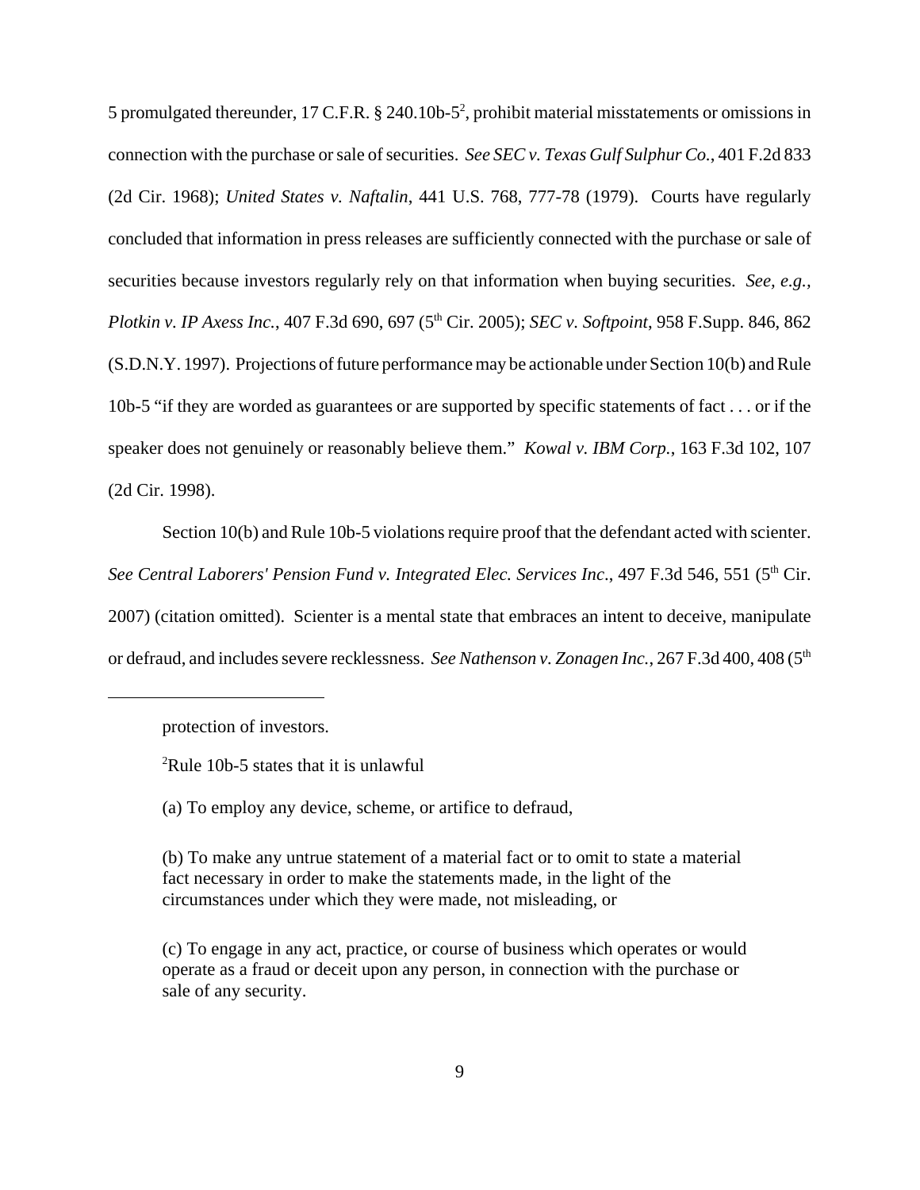5 promulgated thereunder, 17 C.F.R. § 240.10b-5[2], prohibit material misstatements or omissions in connection with the purchase or sale of securities. *See SEC v. Texas Gulf Sulphur Co.*, 401 F.2d 833 (2d Cir. 1968); *United States v. Naftalin*, 441 U.S. 768, 777-78 (1979). Courts have regularly concluded that information in press releases are sufficiently connected with the purchase or sale of securities because investors regularly rely on that information when buying securities. *See, e.g., Plotkin v. IP Axess Inc.*, 407 F.3d 690, 697 (5th Cir. 2005); *SEC v. Softpoint*, 958 F.Supp. 846, 862 (S.D.N.Y. 1997). Projections of future performance may be actionable under Section 10(b) and Rule 10b-5 "if they are worded as guarantees or are supported by specific statements of fact . . . or if the speaker does not genuinely or reasonably believe them." *Kowal v. IBM Corp.*, 163 F.3d 102, 107 (2d Cir. 1998).

Section 10(b) and Rule 10b-5 violations require proof that the defendant acted with scienter. *See Central Laborers' Pension Fund v. Integrated Elec. Services Inc.*, 497 F.3d 546, 551 (5th Cir. 2007) (citation omitted). Scienter is a mental state that embraces an intent to deceive, manipulate or defraud, and includes severe recklessness. *See Nathenson v. Zonagen Inc.*, 267 F.3d 400, 408 (5th

---

protection of investors.

[2]Rule 10b-5 states that it is unlawful

(a) To employ any device, scheme, or artifice to defraud,

(b) To make any untrue statement of a material fact or to omit to state a material fact necessary in order to make the statements made, in the light of the circumstances under which they were made, not misleading, or

(c) To engage in any act, practice, or course of business which operates or would operate as a fraud or deceit upon any person, in connection with the purchase or sale of any security.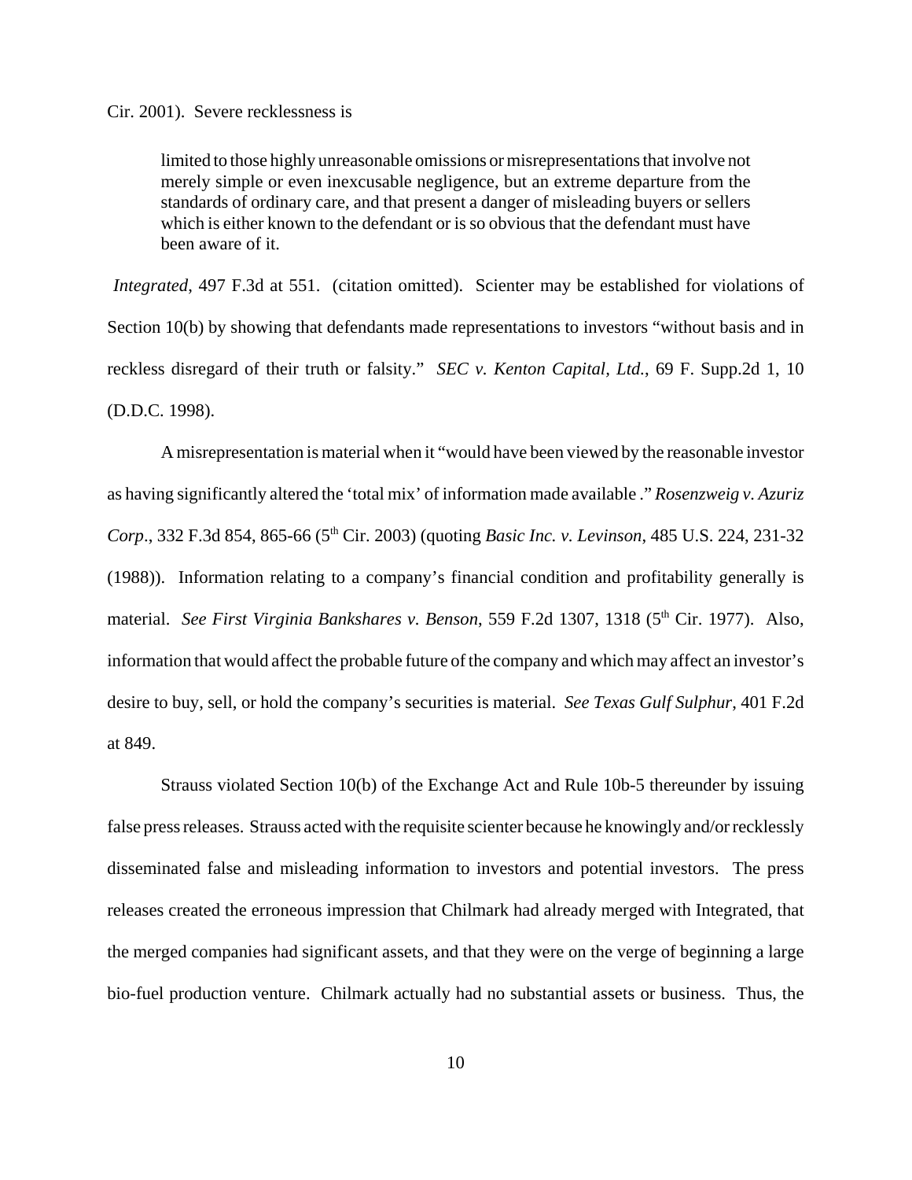Cir. 2001). Severe recklessness is

> limited to those highly unreasonable omissions or misrepresentations that involve not merely simple or even inexcusable negligence, but an extreme departure from the standards of ordinary care, and that present a danger of misleading buyers or sellers which is either known to the defendant or is so obvious that the defendant must have been aware of it.

*Integrated*, 497 F.3d at 551. (citation omitted). Scienter may be established for violations of Section 10(b) by showing that defendants made representations to investors "without basis and in reckless disregard of their truth or falsity." *SEC v. Kenton Capital, Ltd.*, 69 F. Supp.2d 1, 10 (D.D.C. 1998).

A misrepresentation is material when it "would have been viewed by the reasonable investor as having significantly altered the 'total mix' of information made available ." *Rosenzweig v. Azuriz Corp*., 332 F.3d 854, 865-66 (5th Cir. 2003) (quoting *Basic Inc. v. Levinson*, 485 U.S. 224, 231-32 (1988)). Information relating to a company's financial condition and profitability generally is material. *See First Virginia Bankshares v. Benson*, 559 F.2d 1307, 1318 (5th Cir. 1977). Also, information that would affect the probable future of the company and which may affect an investor's desire to buy, sell, or hold the company's securities is material. *See Texas Gulf Sulphur*, 401 F.2d at 849.

Strauss violated Section 10(b) of the Exchange Act and Rule 10b-5 thereunder by issuing false press releases. Strauss acted with the requisite scienter because he knowingly and/or recklessly disseminated false and misleading information to investors and potential investors. The press releases created the erroneous impression that Chilmark had already merged with Integrated, that the merged companies had significant assets, and that they were on the verge of beginning a large bio-fuel production venture. Chilmark actually had no substantial assets or business. Thus, the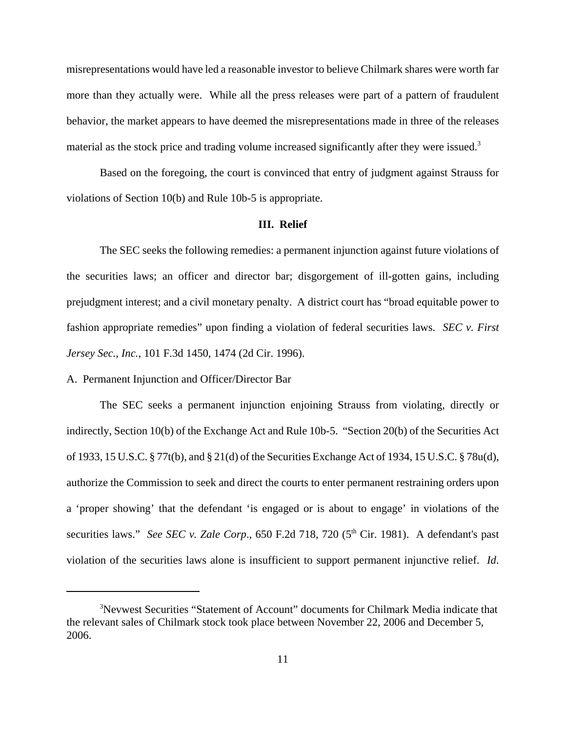misrepresentations would have led a reasonable investor to believe Chilmark shares were worth far more than they actually were. While all the press releases were part of a pattern of fraudulent behavior, the market appears to have deemed the misrepresentations made in three of the releases material as the stock price and trading volume increased significantly after they were issued.[3]

Based on the foregoing, the court is convinced that entry of judgment against Strauss for violations of Section 10(b) and Rule 10b-5 is appropriate.

## III. Relief

The SEC seeks the following remedies: a permanent injunction against future violations of the securities laws; an officer and director bar; disgorgement of ill-gotten gains, including prejudgment interest; and a civil monetary penalty. A district court has "broad equitable power to fashion appropriate remedies" upon finding a violation of federal securities laws. *SEC v. First Jersey Sec., Inc.*, 101 F.3d 1450, 1474 (2d Cir. 1996).

### A. Permanent Injunction and Officer/Director Bar

The SEC seeks a permanent injunction enjoining Strauss from violating, directly or indirectly, Section 10(b) of the Exchange Act and Rule 10b-5. "Section 20(b) of the Securities Act of 1933, 15 U.S.C. § 77t(b), and § 21(d) of the Securities Exchange Act of 1934, 15 U.S.C. § 78u(d), authorize the Commission to seek and direct the courts to enter permanent restraining orders upon a 'proper showing' that the defendant 'is engaged or is about to engage' in violations of the securities laws." *See SEC v. Zale Corp*., 650 F.2d 718, 720 (5th Cir. 1981). A defendant's past violation of the securities laws alone is insufficient to support permanent injunctive relief. *Id*.

---

[3] Nevwest Securities "Statement of Account" documents for Chilmark Media indicate that the relevant sales of Chilmark stock took place between November 22, 2006 and December 5, 2006.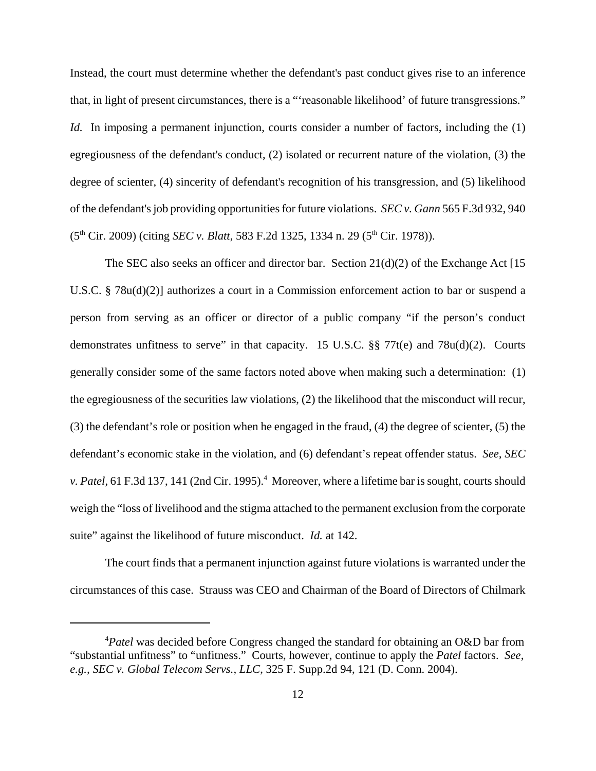Instead, the court must determine whether the defendant's past conduct gives rise to an inference that, in light of present circumstances, there is a "'reasonable likelihood' of future transgressions." *Id.* In imposing a permanent injunction, courts consider a number of factors, including the (1) egregiousness of the defendant's conduct, (2) isolated or recurrent nature of the violation, (3) the degree of scienter, (4) sincerity of defendant's recognition of his transgression, and (5) likelihood of the defendant's job providing opportunities for future violations. *SEC v. Gann* 565 F.3d 932, 940 (5th Cir. 2009) (citing *SEC v. Blatt*, 583 F.2d 1325, 1334 n. 29 (5th Cir. 1978)).

The SEC also seeks an officer and director bar. Section 21(d)(2) of the Exchange Act [15 U.S.C. § 78u(d)(2)] authorizes a court in a Commission enforcement action to bar or suspend a person from serving as an officer or director of a public company "if the person's conduct demonstrates unfitness to serve" in that capacity. 15 U.S.C. §§ 77t(e) and 78u(d)(2). Courts generally consider some of the same factors noted above when making such a determination: (1) the egregiousness of the securities law violations, (2) the likelihood that the misconduct will recur, (3) the defendant's role or position when he engaged in the fraud, (4) the degree of scienter, (5) the defendant's economic stake in the violation, and (6) defendant's repeat offender status. *See, SEC v. Patel*, 61 F.3d 137, 141 (2nd Cir. 1995).[4] Moreover, where a lifetime bar is sought, courts should weigh the "loss of livelihood and the stigma attached to the permanent exclusion from the corporate suite" against the likelihood of future misconduct. *Id.* at 142.

The court finds that a permanent injunction against future violations is warranted under the circumstances of this case. Strauss was CEO and Chairman of the Board of Directors of Chilmark

---

[4]*Patel* was decided before Congress changed the standard for obtaining an O&D bar from "substantial unfitness" to "unfitness." Courts, however, continue to apply the *Patel* factors. *See, e.g., SEC v. Global Telecom Servs., LLC*, 325 F. Supp.2d 94, 121 (D. Conn. 2004).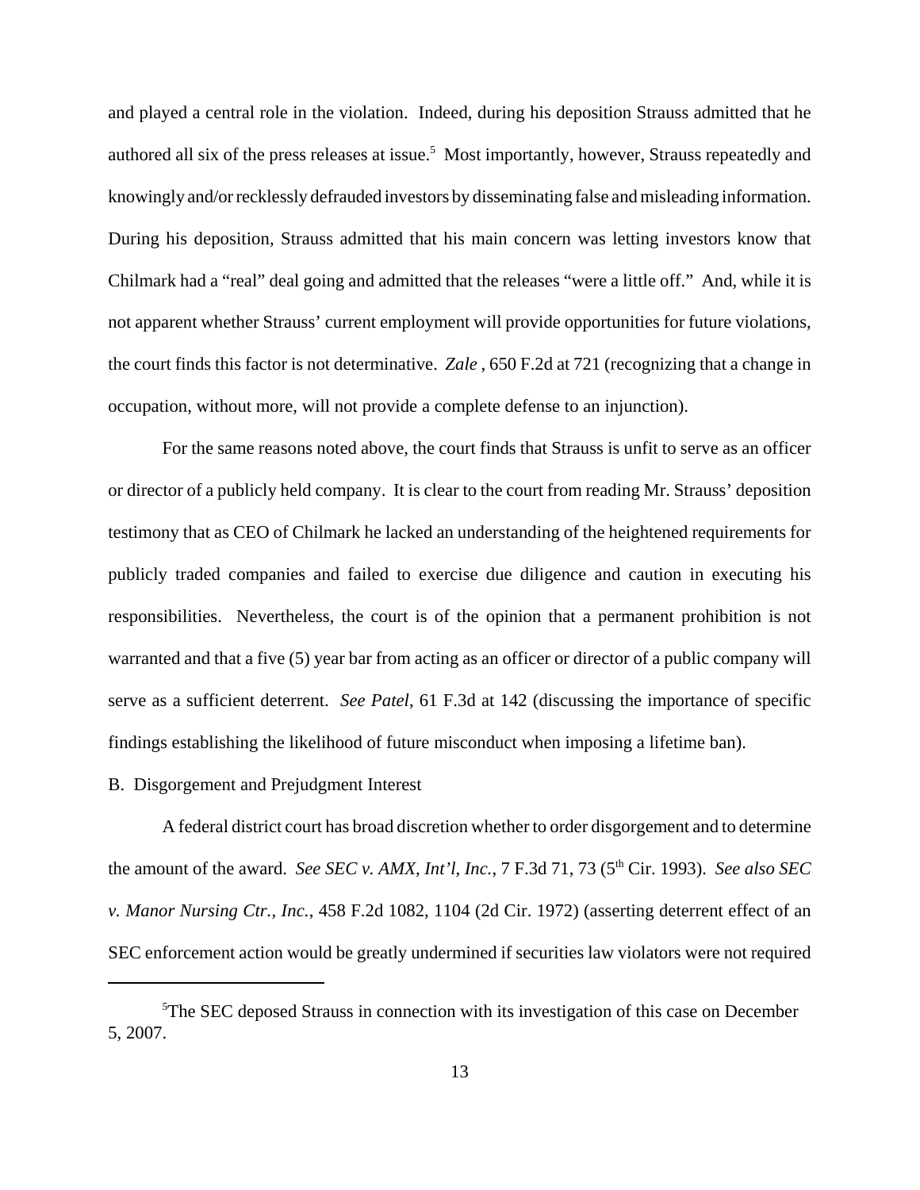and played a central role in the violation. Indeed, during his deposition Strauss admitted that he authored all six of the press releases at issue.[5] Most importantly, however, Strauss repeatedly and knowingly and/or recklessly defrauded investors by disseminating false and misleading information. During his deposition, Strauss admitted that his main concern was letting investors know that Chilmark had a "real" deal going and admitted that the releases "were a little off." And, while it is not apparent whether Strauss' current employment will provide opportunities for future violations, the court finds this factor is not determinative. *Zale* , 650 F.2d at 721 (recognizing that a change in occupation, without more, will not provide a complete defense to an injunction).

For the same reasons noted above, the court finds that Strauss is unfit to serve as an officer or director of a publicly held company. It is clear to the court from reading Mr. Strauss' deposition testimony that as CEO of Chilmark he lacked an understanding of the heightened requirements for publicly traded companies and failed to exercise due diligence and caution in executing his responsibilities. Nevertheless, the court is of the opinion that a permanent prohibition is not warranted and that a five (5) year bar from acting as an officer or director of a public company will serve as a sufficient deterrent. *See Patel*, 61 F.3d at 142 (discussing the importance of specific findings establishing the likelihood of future misconduct when imposing a lifetime ban).

B. Disgorgement and Prejudgment Interest

A federal district court has broad discretion whether to order disgorgement and to determine the amount of the award. *See SEC v. AMX, Int'l, Inc.*, 7 F.3d 71, 73 (5th Cir. 1993). *See also SEC v. Manor Nursing Ctr., Inc.*, 458 F.2d 1082, 1104 (2d Cir. 1972) (asserting deterrent effect of an SEC enforcement action would be greatly undermined if securities law violators were not required

---

[5] The SEC deposed Strauss in connection with its investigation of this case on December 5, 2007.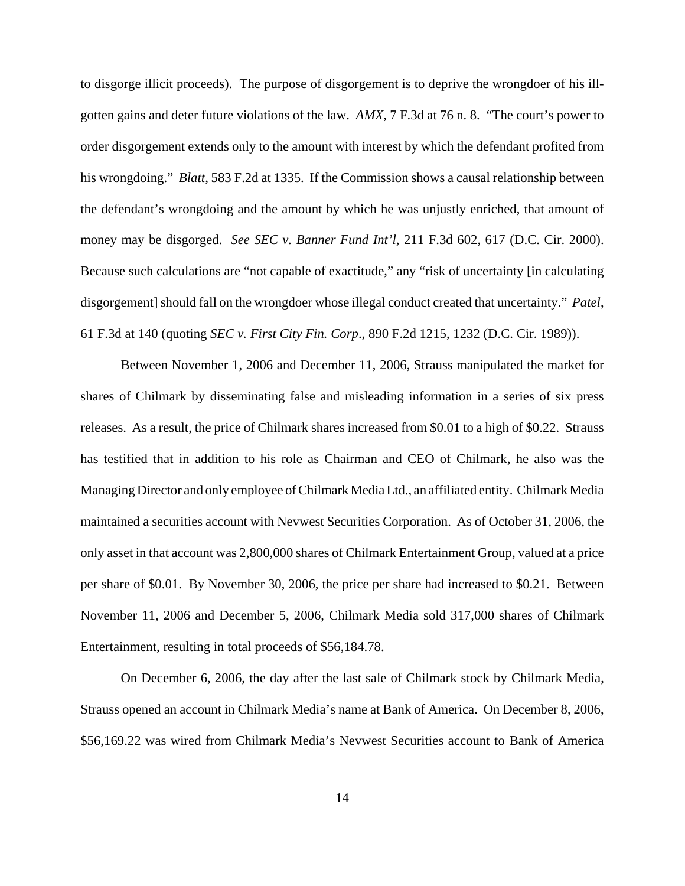to disgorge illicit proceeds). The purpose of disgorgement is to deprive the wrongdoer of his ill-gotten gains and deter future violations of the law. *AMX*, 7 F.3d at 76 n. 8. "The court's power to order disgorgement extends only to the amount with interest by which the defendant profited from his wrongdoing." *Blatt*, 583 F.2d at 1335. If the Commission shows a causal relationship between the defendant's wrongdoing and the amount by which he was unjustly enriched, that amount of money may be disgorged. *See SEC v. Banner Fund Int'l*, 211 F.3d 602, 617 (D.C. Cir. 2000). Because such calculations are "not capable of exactitude," any "risk of uncertainty [in calculating disgorgement] should fall on the wrongdoer whose illegal conduct created that uncertainty." *Patel*, 61 F.3d at 140 (quoting *SEC v. First City Fin. Corp*., 890 F.2d 1215, 1232 (D.C. Cir. 1989)).

Between November 1, 2006 and December 11, 2006, Strauss manipulated the market for shares of Chilmark by disseminating false and misleading information in a series of six press releases. As a result, the price of Chilmark shares increased from $0.01 to a high of $0.22. Strauss has testified that in addition to his role as Chairman and CEO of Chilmark, he also was the Managing Director and only employee of Chilmark Media Ltd., an affiliated entity. Chilmark Media maintained a securities account with Nevwest Securities Corporation. As of October 31, 2006, the only asset in that account was 2,800,000 shares of Chilmark Entertainment Group, valued at a price per share of $0.01. By November 30, 2006, the price per share had increased to $0.21. Between November 11, 2006 and December 5, 2006, Chilmark Media sold 317,000 shares of Chilmark Entertainment, resulting in total proceeds of $56,184.78.

On December 6, 2006, the day after the last sale of Chilmark stock by Chilmark Media, Strauss opened an account in Chilmark Media's name at Bank of America. On December 8, 2006, $56,169.22 was wired from Chilmark Media's Nevwest Securities account to Bank of America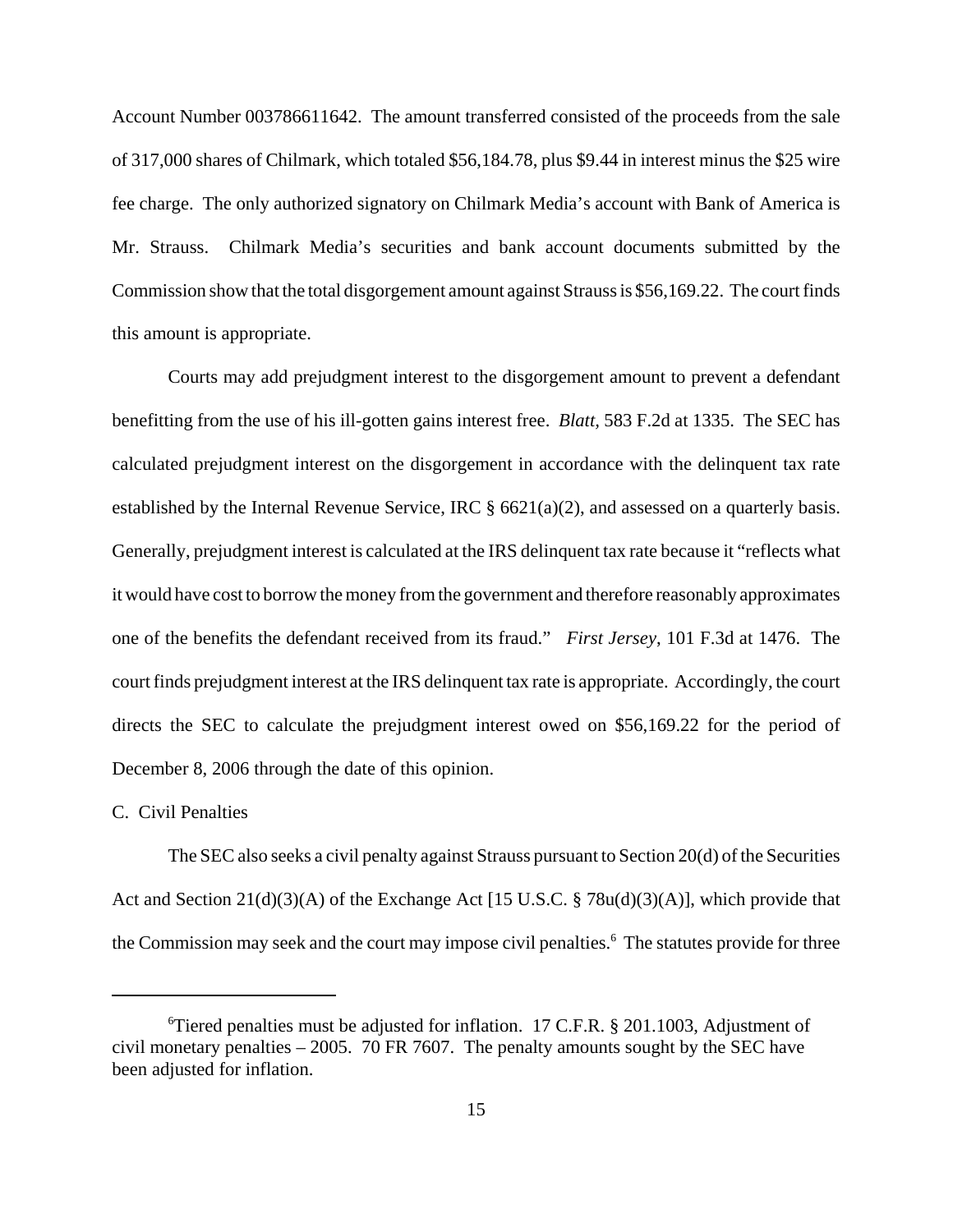Account Number 003786611642. The amount transferred consisted of the proceeds from the sale of 317,000 shares of Chilmark, which totaled $56,184.78, plus $9.44 in interest minus the $25 wire fee charge. The only authorized signatory on Chilmark Media's account with Bank of America is Mr. Strauss. Chilmark Media's securities and bank account documents submitted by the Commission show that the total disgorgement amount against Strauss is $56,169.22. The court finds this amount is appropriate.

Courts may add prejudgment interest to the disgorgement amount to prevent a defendant benefitting from the use of his ill-gotten gains interest free. *Blatt*, 583 F.2d at 1335. The SEC has calculated prejudgment interest on the disgorgement in accordance with the delinquent tax rate established by the Internal Revenue Service, IRC § 6621(a)(2), and assessed on a quarterly basis. Generally, prejudgment interest is calculated at the IRS delinquent tax rate because it "reflects what it would have cost to borrow the money from the government and therefore reasonably approximates one of the benefits the defendant received from its fraud." *First Jersey*, 101 F.3d at 1476. The court finds prejudgment interest at the IRS delinquent tax rate is appropriate. Accordingly, the court directs the SEC to calculate the prejudgment interest owed on $56,169.22 for the period of December 8, 2006 through the date of this opinion.

C. Civil Penalties

The SEC also seeks a civil penalty against Strauss pursuant to Section 20(d) of the Securities Act and Section 21(d)(3)(A) of the Exchange Act [15 U.S.C. § 78u(d)(3)(A)], which provide that the Commission may seek and the court may impose civil penalties.[6] The statutes provide for three

---

[6] Tiered penalties must be adjusted for inflation. 17 C.F.R. § 201.1003, Adjustment of civil monetary penalties – 2005. 70 FR 7607. The penalty amounts sought by the SEC have been adjusted for inflation.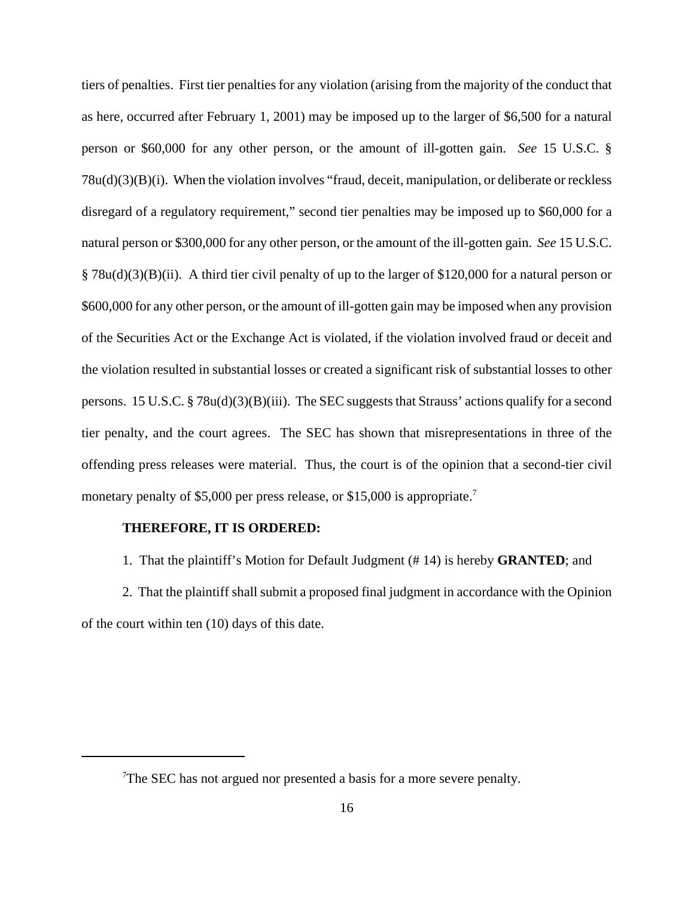tiers of penalties. First tier penalties for any violation (arising from the majority of the conduct that as here, occurred after February 1, 2001) may be imposed up to the larger of $6,500 for a natural person or $60,000 for any other person, or the amount of ill-gotten gain. *See* 15 U.S.C. § 78u(d)(3)(B)(i). When the violation involves "fraud, deceit, manipulation, or deliberate or reckless disregard of a regulatory requirement," second tier penalties may be imposed up to $60,000 for a natural person or $300,000 for any other person, or the amount of the ill-gotten gain. *See* 15 U.S.C. § 78u(d)(3)(B)(ii). A third tier civil penalty of up to the larger of $120,000 for a natural person or $600,000 for any other person, or the amount of ill-gotten gain may be imposed when any provision of the Securities Act or the Exchange Act is violated, if the violation involved fraud or deceit and the violation resulted in substantial losses or created a significant risk of substantial losses to other persons. 15 U.S.C. § 78u(d)(3)(B)(iii). The SEC suggests that Strauss' actions qualify for a second tier penalty, and the court agrees. The SEC has shown that misrepresentations in three of the offending press releases were material. Thus, the court is of the opinion that a second-tier civil monetary penalty of $5,000 per press release, or $15,000 is appropriate.[7]

**THEREFORE, IT IS ORDERED:**

1. That the plaintiff's Motion for Default Judgment (# 14) is hereby **GRANTED**; and

2. That the plaintiff shall submit a proposed final judgment in accordance with the Opinion of the court within ten (10) days of this date.

---

[7]The SEC has not argued nor presented a basis for a more severe penalty.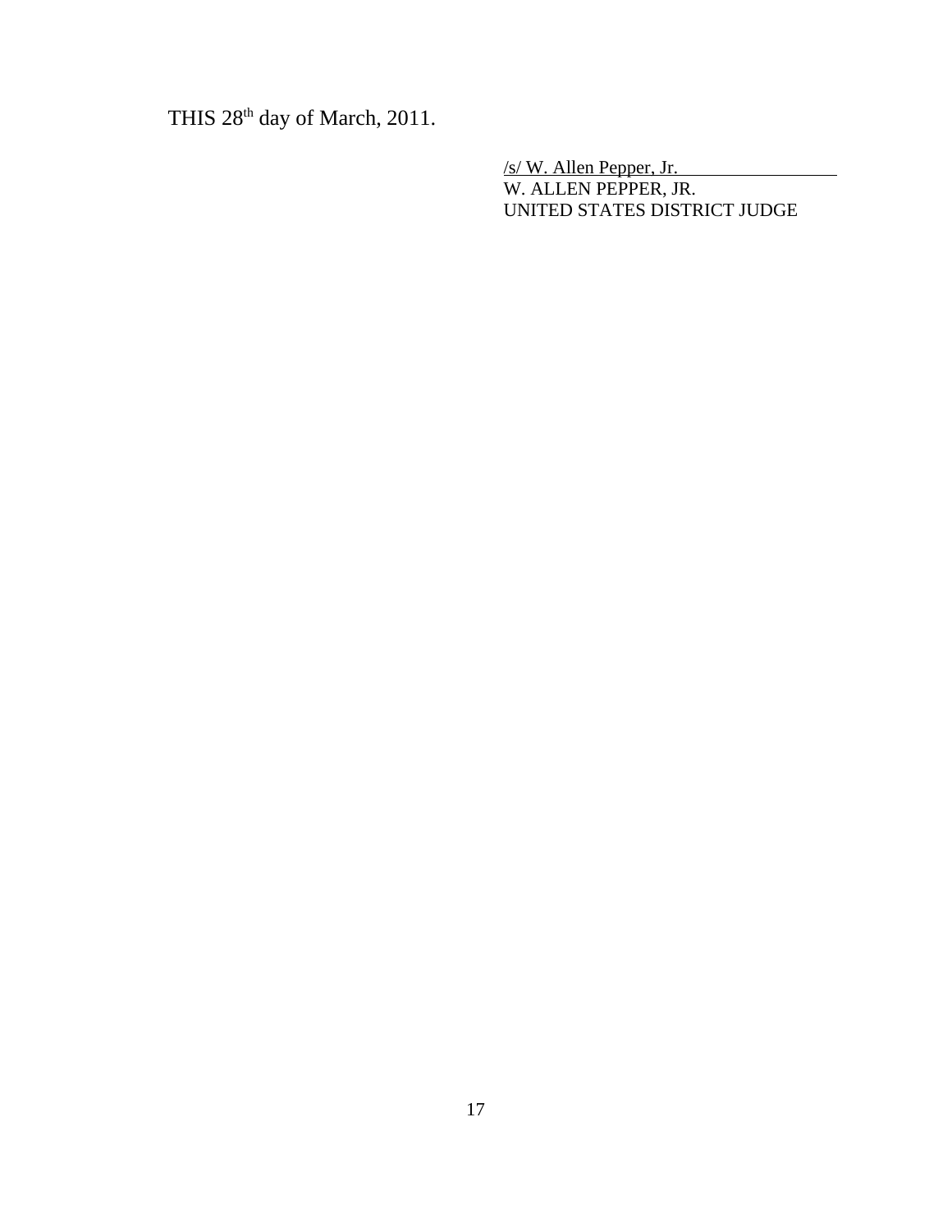THIS 28th day of March, 2011.

/s/ W. Allen Pepper, Jr.
W. ALLEN PEPPER, JR.
UNITED STATES DISTRICT JUDGE